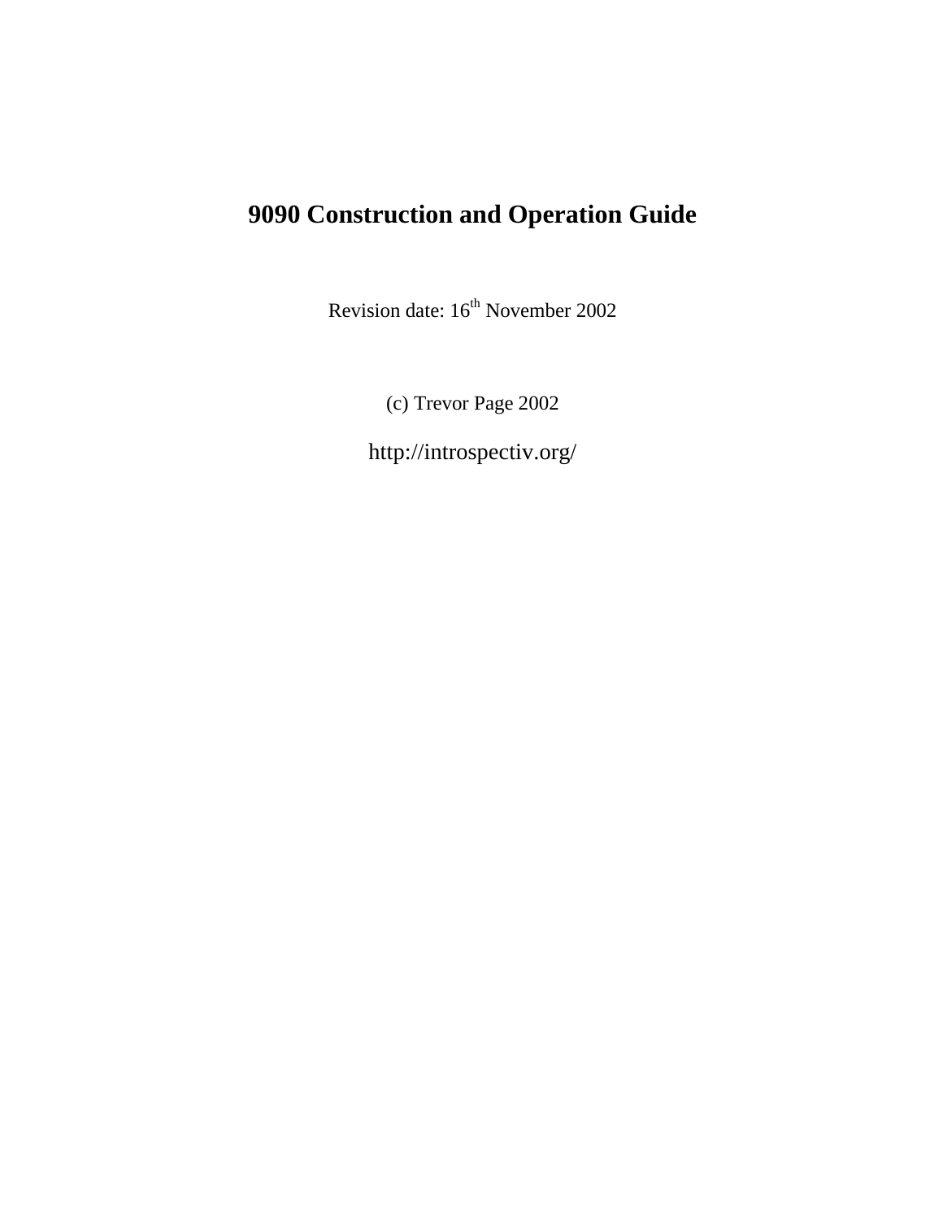# 9090 Construction and Operation Guide

Revision date: 16th November 2002

(c) Trevor Page 2002

http://introspectiv.org/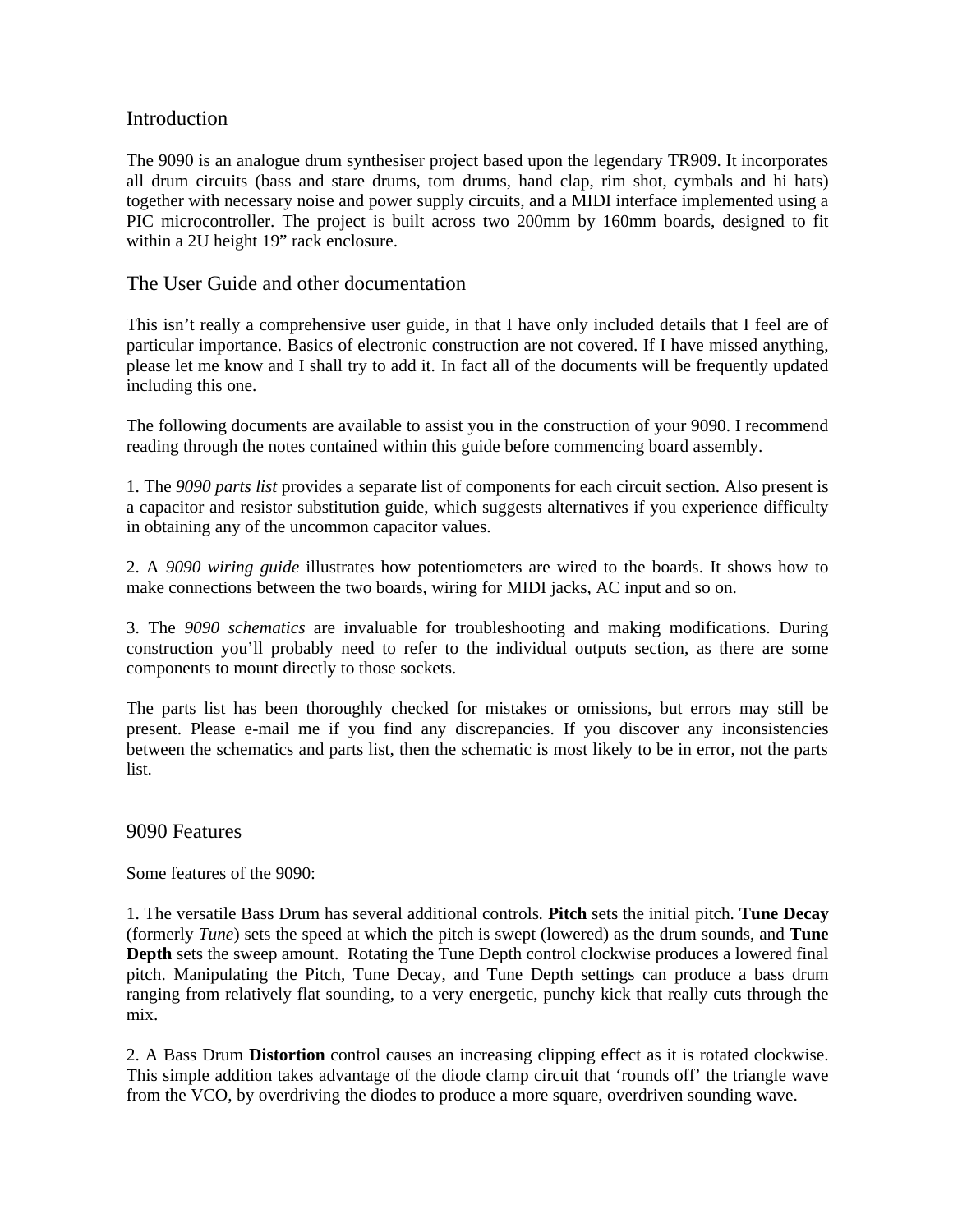## Introduction

The 9090 is an analogue drum synthesiser project based upon the legendary TR909. It incorporates all drum circuits (bass and stare drums, tom drums, hand clap, rim shot, cymbals and hi hats) together with necessary noise and power supply circuits, and a MIDI interface implemented using a PIC microcontroller. The project is built across two 200mm by 160mm boards, designed to fit within a 2U height 19" rack enclosure.

## The User Guide and other documentation

This isn't really a comprehensive user guide, in that I have only included details that I feel are of particular importance. Basics of electronic construction are not covered. If I have missed anything, please let me know and I shall try to add it. In fact all of the documents will be frequently updated including this one.

The following documents are available to assist you in the construction of your 9090. I recommend reading through the notes contained within this guide before commencing board assembly.

1. The *9090 parts list* provides a separate list of components for each circuit section. Also present is a capacitor and resistor substitution guide, which suggests alternatives if you experience difficulty in obtaining any of the uncommon capacitor values.

2. A *9090 wiring guide* illustrates how potentiometers are wired to the boards. It shows how to make connections between the two boards, wiring for MIDI jacks, AC input and so on.

3. The *9090 schematics* are invaluable for troubleshooting and making modifications. During construction you'll probably need to refer to the individual outputs section, as there are some components to mount directly to those sockets.

The parts list has been thoroughly checked for mistakes or omissions, but errors may still be present. Please e-mail me if you find any discrepancies. If you discover any inconsistencies between the schematics and parts list, then the schematic is most likely to be in error, not the parts list.

## 9090 Features

Some features of the 9090:

1. The versatile Bass Drum has several additional controls. **Pitch** sets the initial pitch. **Tune Decay** (formerly *Tune*) sets the speed at which the pitch is swept (lowered) as the drum sounds, and **Tune Depth** sets the sweep amount. Rotating the Tune Depth control clockwise produces a lowered final pitch. Manipulating the Pitch, Tune Decay, and Tune Depth settings can produce a bass drum ranging from relatively flat sounding, to a very energetic, punchy kick that really cuts through the mix.

2. A Bass Drum **Distortion** control causes an increasing clipping effect as it is rotated clockwise. This simple addition takes advantage of the diode clamp circuit that 'rounds off' the triangle wave from the VCO, by overdriving the diodes to produce a more square, overdriven sounding wave.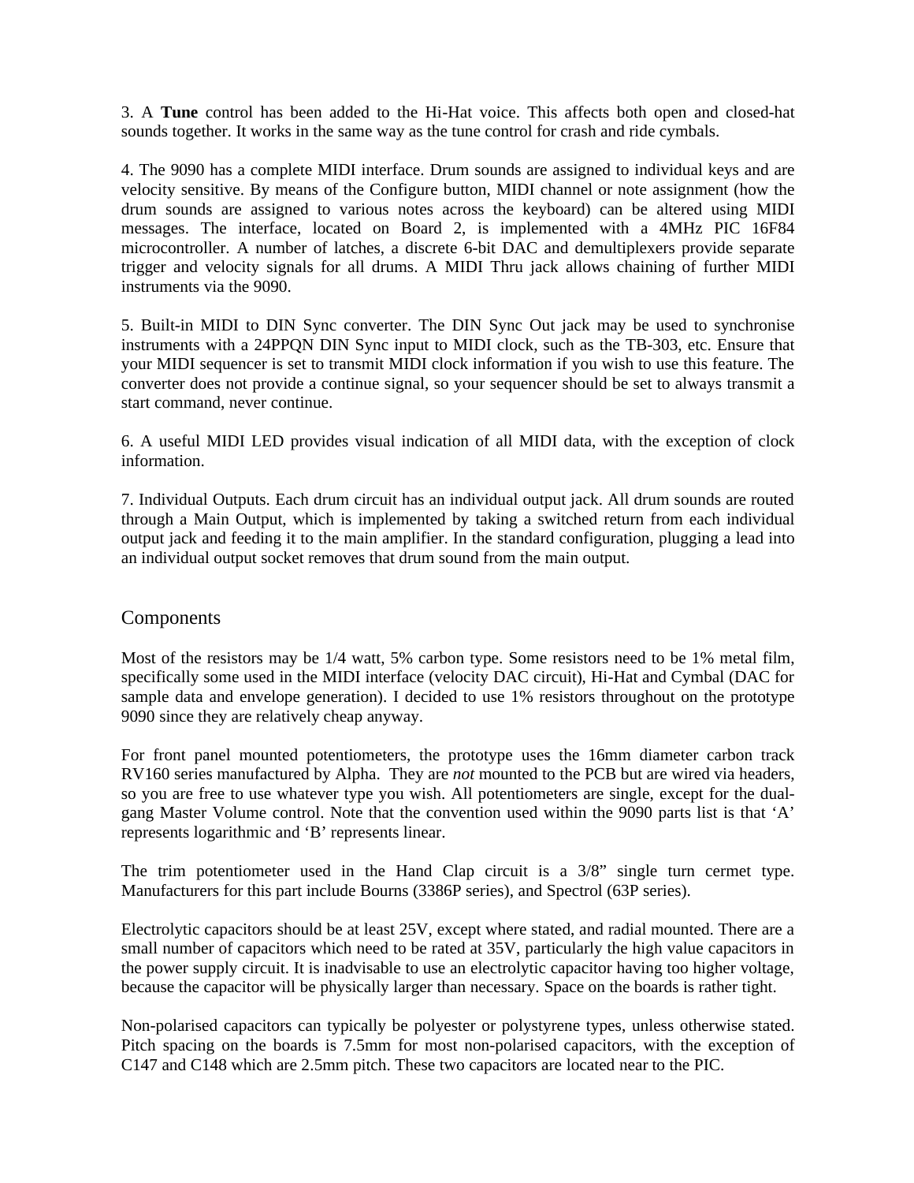3. A **Tune** control has been added to the Hi-Hat voice. This affects both open and closed-hat sounds together. It works in the same way as the tune control for crash and ride cymbals.

4. The 9090 has a complete MIDI interface. Drum sounds are assigned to individual keys and are velocity sensitive. By means of the Configure button, MIDI channel or note assignment (how the drum sounds are assigned to various notes across the keyboard) can be altered using MIDI messages. The interface, located on Board 2, is implemented with a 4MHz PIC 16F84 microcontroller. A number of latches, a discrete 6-bit DAC and demultiplexers provide separate trigger and velocity signals for all drums. A MIDI Thru jack allows chaining of further MIDI instruments via the 9090.

5. Built-in MIDI to DIN Sync converter. The DIN Sync Out jack may be used to synchronise instruments with a 24PPQN DIN Sync input to MIDI clock, such as the TB-303, etc. Ensure that your MIDI sequencer is set to transmit MIDI clock information if you wish to use this feature. The converter does not provide a continue signal, so your sequencer should be set to always transmit a start command, never continue.

6. A useful MIDI LED provides visual indication of all MIDI data, with the exception of clock information.

7. Individual Outputs. Each drum circuit has an individual output jack. All drum sounds are routed through a Main Output, which is implemented by taking a switched return from each individual output jack and feeding it to the main amplifier. In the standard configuration, plugging a lead into an individual output socket removes that drum sound from the main output.

## Components

Most of the resistors may be 1/4 watt, 5% carbon type. Some resistors need to be 1% metal film, specifically some used in the MIDI interface (velocity DAC circuit), Hi-Hat and Cymbal (DAC for sample data and envelope generation). I decided to use 1% resistors throughout on the prototype 9090 since they are relatively cheap anyway.

For front panel mounted potentiometers, the prototype uses the 16mm diameter carbon track RV160 series manufactured by Alpha. They are *not* mounted to the PCB but are wired via headers, so you are free to use whatever type you wish. All potentiometers are single, except for the dual-gang Master Volume control. Note that the convention used within the 9090 parts list is that 'A' represents logarithmic and 'B' represents linear.

The trim potentiometer used in the Hand Clap circuit is a 3/8" single turn cermet type. Manufacturers for this part include Bourns (3386P series), and Spectrol (63P series).

Electrolytic capacitors should be at least 25V, except where stated, and radial mounted. There are a small number of capacitors which need to be rated at 35V, particularly the high value capacitors in the power supply circuit. It is inadvisable to use an electrolytic capacitor having too higher voltage, because the capacitor will be physically larger than necessary. Space on the boards is rather tight.

Non-polarised capacitors can typically be polyester or polystyrene types, unless otherwise stated. Pitch spacing on the boards is 7.5mm for most non-polarised capacitors, with the exception of C147 and C148 which are 2.5mm pitch. These two capacitors are located near to the PIC.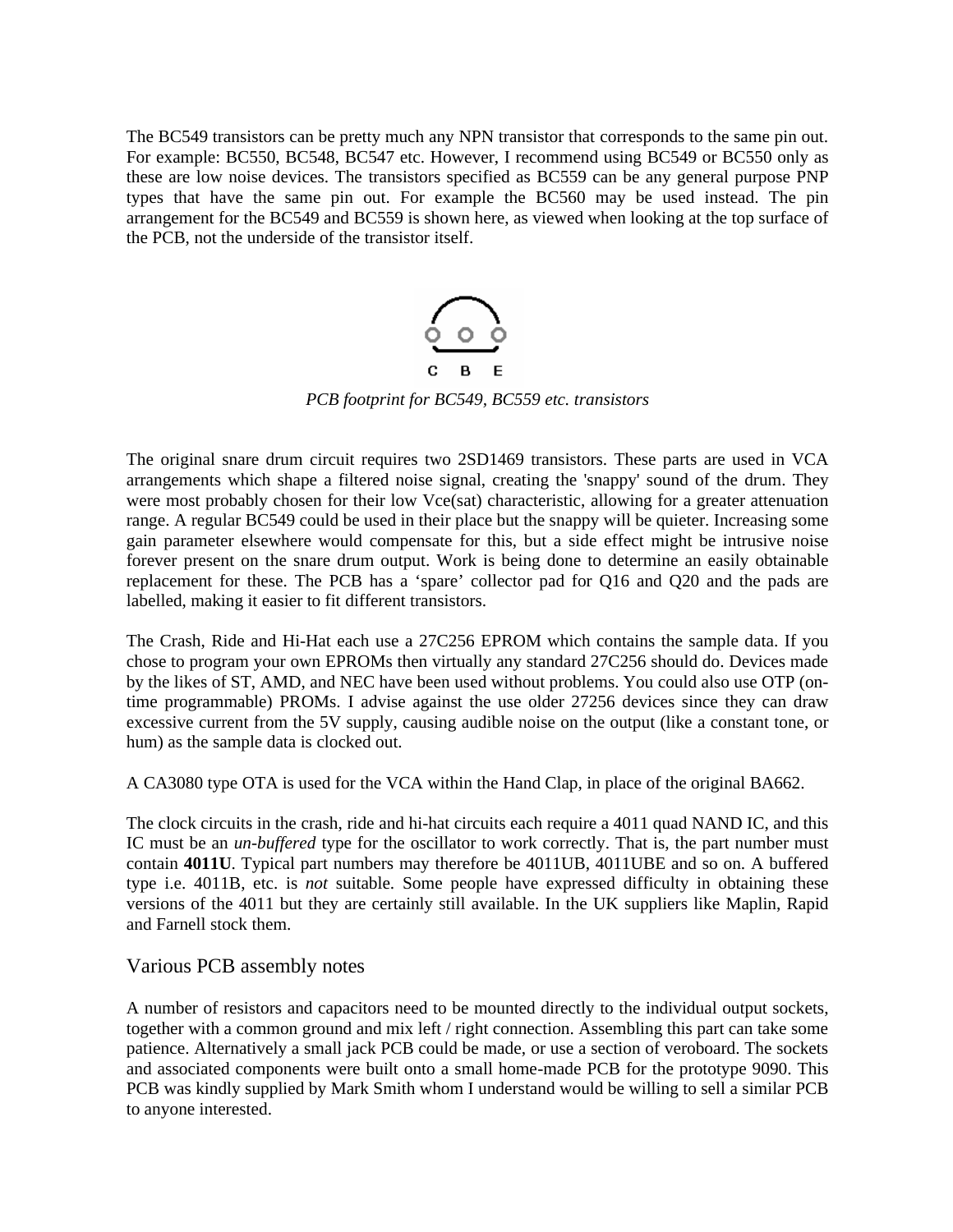The BC549 transistors can be pretty much any NPN transistor that corresponds to the same pin out. For example: BC550, BC548, BC547 etc. However, I recommend using BC549 or BC550 only as these are low noise devices. The transistors specified as BC559 can be any general purpose PNP types that have the same pin out. For example the BC560 may be used instead. The pin arrangement for the BC549 and BC559 is shown here, as viewed when looking at the top surface of the PCB, not the underside of the transistor itself.

C B E

*PCB footprint for BC549, BC559 etc. transistors*

The original snare drum circuit requires two 2SD1469 transistors. These parts are used in VCA arrangements which shape a filtered noise signal, creating the 'snappy' sound of the drum. They were most probably chosen for their low Vce(sat) characteristic, allowing for a greater attenuation range. A regular BC549 could be used in their place but the snappy will be quieter. Increasing some gain parameter elsewhere would compensate for this, but a side effect might be intrusive noise forever present on the snare drum output. Work is being done to determine an easily obtainable replacement for these. The PCB has a 'spare' collector pad for Q16 and Q20 and the pads are labelled, making it easier to fit different transistors.

The Crash, Ride and Hi-Hat each use a 27C256 EPROM which contains the sample data. If you chose to program your own EPROMs then virtually any standard 27C256 should do. Devices made by the likes of ST, AMD, and NEC have been used without problems. You could also use OTP (on-time programmable) PROMs. I advise against the use older 27256 devices since they can draw excessive current from the 5V supply, causing audible noise on the output (like a constant tone, or hum) as the sample data is clocked out.

A CA3080 type OTA is used for the VCA within the Hand Clap, in place of the original BA662.

The clock circuits in the crash, ride and hi-hat circuits each require a 4011 quad NAND IC, and this IC must be an *un-buffered* type for the oscillator to work correctly. That is, the part number must contain **4011U**. Typical part numbers may therefore be 4011UB, 4011UBE and so on. A buffered type i.e. 4011B, etc. is *not* suitable. Some people have expressed difficulty in obtaining these versions of the 4011 but they are certainly still available. In the UK suppliers like Maplin, Rapid and Farnell stock them.

## Various PCB assembly notes

A number of resistors and capacitors need to be mounted directly to the individual output sockets, together with a common ground and mix left / right connection. Assembling this part can take some patience. Alternatively a small jack PCB could be made, or use a section of veroboard. The sockets and associated components were built onto a small home-made PCB for the prototype 9090. This PCB was kindly supplied by Mark Smith whom I understand would be willing to sell a similar PCB to anyone interested.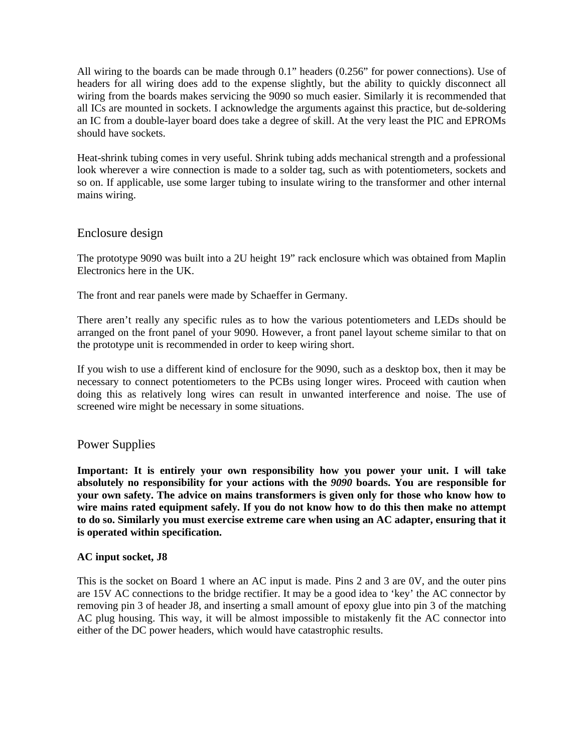All wiring to the boards can be made through 0.1” headers (0.256” for power connections). Use of headers for all wiring does add to the expense slightly, but the ability to quickly disconnect all wiring from the boards makes servicing the 9090 so much easier. Similarly it is recommended that all ICs are mounted in sockets. I acknowledge the arguments against this practice, but de-soldering an IC from a double-layer board does take a degree of skill. At the very least the PIC and EPROMs should have sockets.

Heat-shrink tubing comes in very useful. Shrink tubing adds mechanical strength and a professional look wherever a wire connection is made to a solder tag, such as with potentiometers, sockets and so on. If applicable, use some larger tubing to insulate wiring to the transformer and other internal mains wiring.

## Enclosure design

The prototype 9090 was built into a 2U height 19” rack enclosure which was obtained from Maplin Electronics here in the UK.

The front and rear panels were made by Schaeffer in Germany.

There aren’t really any specific rules as to how the various potentiometers and LEDs should be arranged on the front panel of your 9090. However, a front panel layout scheme similar to that on the prototype unit is recommended in order to keep wiring short.

If you wish to use a different kind of enclosure for the 9090, such as a desktop box, then it may be necessary to connect potentiometers to the PCBs using longer wires. Proceed with caution when doing this as relatively long wires can result in unwanted interference and noise. The use of screened wire might be necessary in some situations.

## Power Supplies

**Important: It is entirely your own responsibility how you power your unit. I will take absolutely no responsibility for your actions with the *9090* boards. You are responsible for your own safety. The advice on mains transformers is given only for those who know how to wire mains rated equipment safely. If you do not know how to do this then make no attempt to do so. Similarly you must exercise extreme care when using an AC adapter, ensuring that it is operated within specification.**

**AC input socket, J8**

This is the socket on Board 1 where an AC input is made. Pins 2 and 3 are 0V, and the outer pins are 15V AC connections to the bridge rectifier. It may be a good idea to ‘key’ the AC connector by removing pin 3 of header J8, and inserting a small amount of epoxy glue into pin 3 of the matching AC plug housing. This way, it will be almost impossible to mistakenly fit the AC connector into either of the DC power headers, which would have catastrophic results.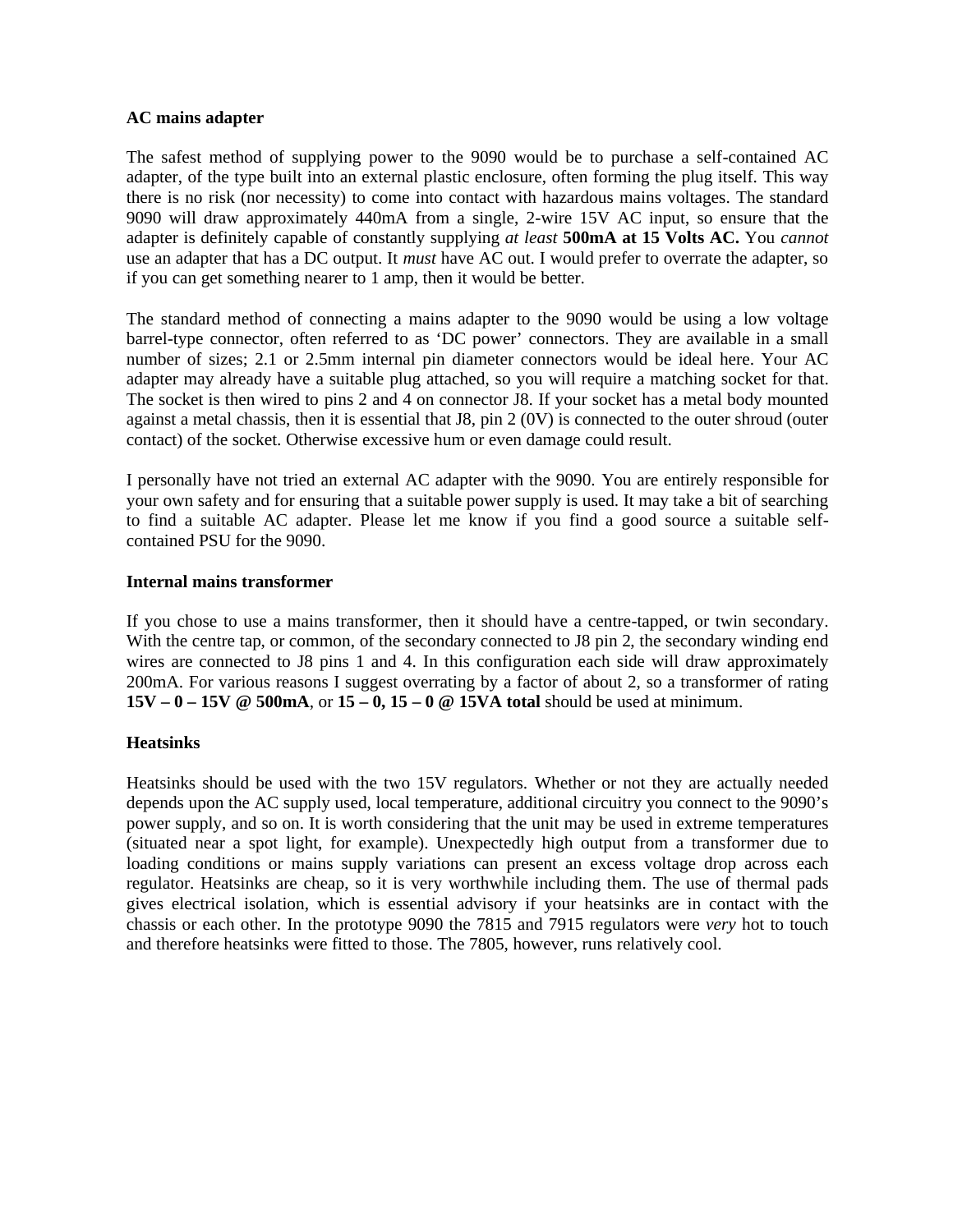**AC mains adapter**

The safest method of supplying power to the 9090 would be to purchase a self-contained AC adapter, of the type built into an external plastic enclosure, often forming the plug itself. This way there is no risk (nor necessity) to come into contact with hazardous mains voltages. The standard 9090 will draw approximately 440mA from a single, 2-wire 15V AC input, so ensure that the adapter is definitely capable of constantly supplying *at least* **500mA at 15 Volts AC.** You *cannot* use an adapter that has a DC output. It *must* have AC out. I would prefer to overrate the adapter, so if you can get something nearer to 1 amp, then it would be better.

The standard method of connecting a mains adapter to the 9090 would be using a low voltage barrel-type connector, often referred to as 'DC power' connectors. They are available in a small number of sizes; 2.1 or 2.5mm internal pin diameter connectors would be ideal here. Your AC adapter may already have a suitable plug attached, so you will require a matching socket for that. The socket is then wired to pins 2 and 4 on connector J8. If your socket has a metal body mounted against a metal chassis, then it is essential that J8, pin 2 (0V) is connected to the outer shroud (outer contact) of the socket. Otherwise excessive hum or even damage could result.

I personally have not tried an external AC adapter with the 9090. You are entirely responsible for your own safety and for ensuring that a suitable power supply is used. It may take a bit of searching to find a suitable AC adapter. Please let me know if you find a good source a suitable self-contained PSU for the 9090.

**Internal mains transformer**

If you chose to use a mains transformer, then it should have a centre-tapped, or twin secondary. With the centre tap, or common, of the secondary connected to J8 pin 2, the secondary winding end wires are connected to J8 pins 1 and 4. In this configuration each side will draw approximately 200mA. For various reasons I suggest overrating by a factor of about 2, so a transformer of rating **15V – 0 – 15V @ 500mA**, or **15 – 0, 15 – 0 @ 15VA total** should be used at minimum.

**Heatsinks**

Heatsinks should be used with the two 15V regulators. Whether or not they are actually needed depends upon the AC supply used, local temperature, additional circuitry you connect to the 9090's power supply, and so on. It is worth considering that the unit may be used in extreme temperatures (situated near a spot light, for example). Unexpectedly high output from a transformer due to loading conditions or mains supply variations can present an excess voltage drop across each regulator. Heatsinks are cheap, so it is very worthwhile including them. The use of thermal pads gives electrical isolation, which is essential advisory if your heatsinks are in contact with the chassis or each other. In the prototype 9090 the 7815 and 7915 regulators were *very* hot to touch and therefore heatsinks were fitted to those. The 7805, however, runs relatively cool.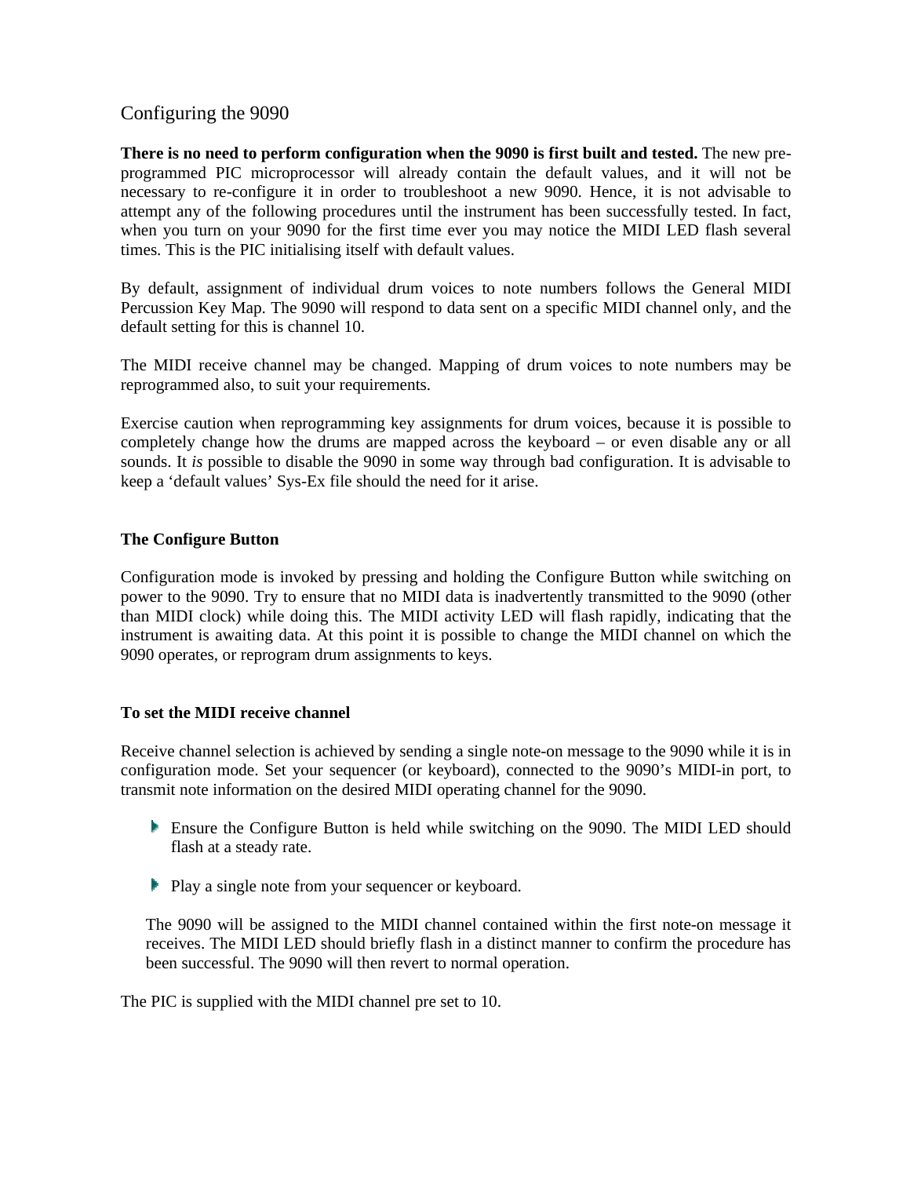## Configuring the 9090

**There is no need to perform configuration when the 9090 is first built and tested.** The new pre-programmed PIC microprocessor will already contain the default values, and it will not be necessary to re-configure it in order to troubleshoot a new 9090. Hence, it is not advisable to attempt any of the following procedures until the instrument has been successfully tested. In fact, when you turn on your 9090 for the first time ever you may notice the MIDI LED flash several times. This is the PIC initialising itself with default values.

By default, assignment of individual drum voices to note numbers follows the General MIDI Percussion Key Map. The 9090 will respond to data sent on a specific MIDI channel only, and the default setting for this is channel 10.

The MIDI receive channel may be changed. Mapping of drum voices to note numbers may be reprogrammed also, to suit your requirements.

Exercise caution when reprogramming key assignments for drum voices, because it is possible to completely change how the drums are mapped across the keyboard – or even disable any or all sounds. It *is* possible to disable the 9090 in some way through bad configuration. It is advisable to keep a 'default values' Sys-Ex file should the need for it arise.

### The Configure Button

Configuration mode is invoked by pressing and holding the Configure Button while switching on power to the 9090. Try to ensure that no MIDI data is inadvertently transmitted to the 9090 (other than MIDI clock) while doing this. The MIDI activity LED will flash rapidly, indicating that the instrument is awaiting data. At this point it is possible to change the MIDI channel on which the 9090 operates, or reprogram drum assignments to keys.

### To set the MIDI receive channel

Receive channel selection is achieved by sending a single note-on message to the 9090 while it is in configuration mode. Set your sequencer (or keyboard), connected to the 9090's MIDI-in port, to transmit note information on the desired MIDI operating channel for the 9090.

- Ensure the Configure Button is held while switching on the 9090. The MIDI LED should flash at a steady rate.
- Play a single note from your sequencer or keyboard.

The 9090 will be assigned to the MIDI channel contained within the first note-on message it receives. The MIDI LED should briefly flash in a distinct manner to confirm the procedure has been successful. The 9090 will then revert to normal operation.

The PIC is supplied with the MIDI channel pre set to 10.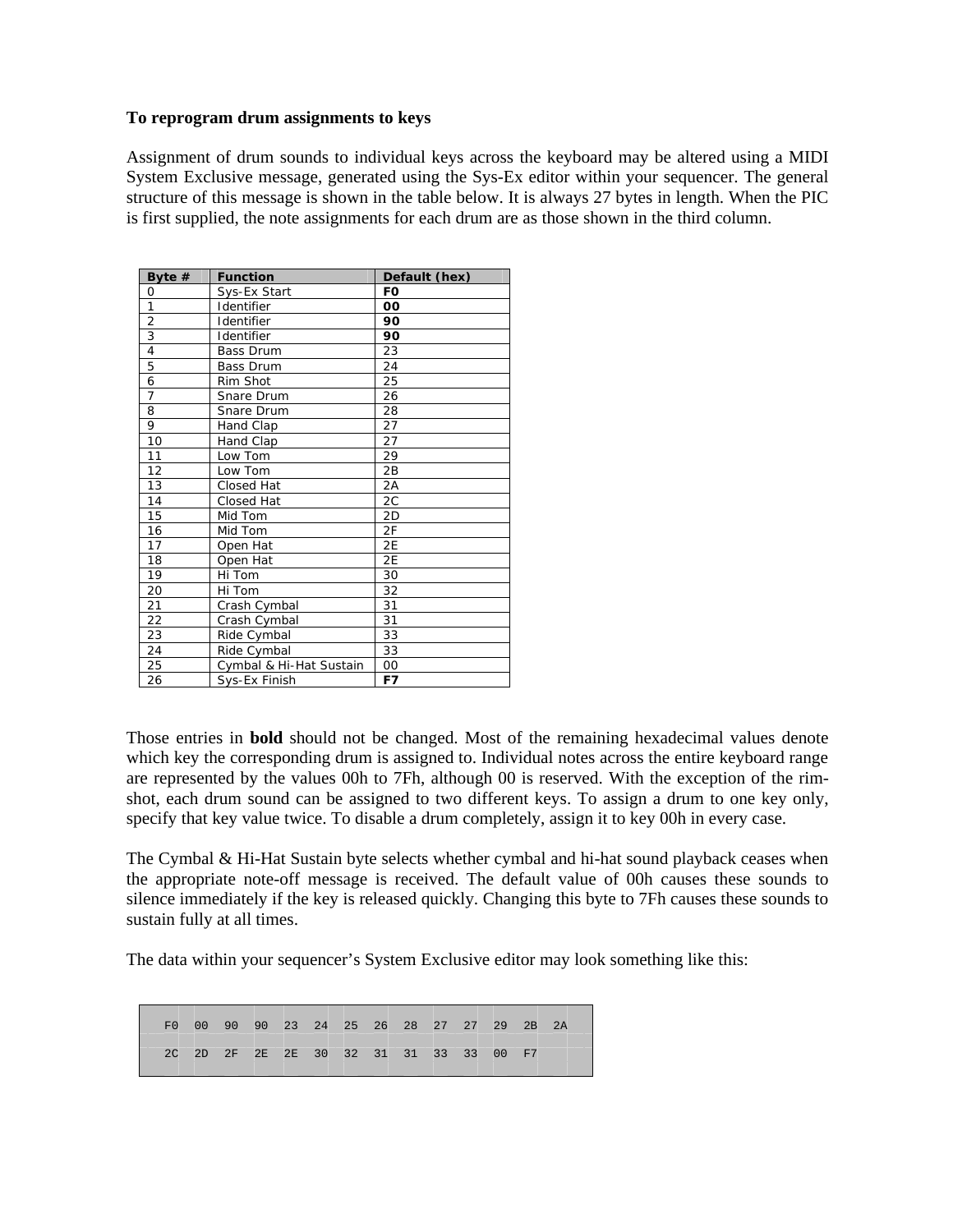**To reprogram drum assignments to keys**

Assignment of drum sounds to individual keys across the keyboard may be altered using a MIDI System Exclusive message, generated using the Sys-Ex editor within your sequencer. The general structure of this message is shown in the table below. It is always 27 bytes in length. When the PIC is first supplied, the note assignments for each drum are as those shown in the third column.

| Byte # | Function | Default (hex) |
|---|---|---|
| 0 | Sys-Ex Start | **F0** |
| 1 | Identifier | **00** |
| 2 | Identifier | **90** |
| 3 | Identifier | **90** |
| 4 | Bass Drum | 23 |
| 5 | Bass Drum | 24 |
| 6 | Rim Shot | 25 |
| 7 | Snare Drum | 26 |
| 8 | Snare Drum | 28 |
| 9 | Hand Clap | 27 |
| 10 | Hand Clap | 27 |
| 11 | Low Tom | 29 |
| 12 | Low Tom | 2B |
| 13 | Closed Hat | 2A |
| 14 | Closed Hat | 2C |
| 15 | Mid Tom | 2D |
| 16 | Mid Tom | 2F |
| 17 | Open Hat | 2E |
| 18 | Open Hat | 2E |
| 19 | Hi Tom | 30 |
| 20 | Hi Tom | 32 |
| 21 | Crash Cymbal | 31 |
| 22 | Crash Cymbal | 31 |
| 23 | Ride Cymbal | 33 |
| 24 | Ride Cymbal | 33 |
| 25 | Cymbal & Hi-Hat Sustain | 00 |
| 26 | Sys-Ex Finish | **F7** |

Those entries in **bold** should not be changed. Most of the remaining hexadecimal values denote which key the corresponding drum is assigned to. Individual notes across the entire keyboard range are represented by the values 00h to 7Fh, although 00 is reserved. With the exception of the rim-shot, each drum sound can be assigned to two different keys. To assign a drum to one key only, specify that key value twice. To disable a drum completely, assign it to key 00h in every case.

The Cymbal & Hi-Hat Sustain byte selects whether cymbal and hi-hat sound playback ceases when the appropriate note-off message is received. The default value of 00h causes these sounds to silence immediately if the key is released quickly. Changing this byte to 7Fh causes these sounds to sustain fully at all times.

The data within your sequencer's System Exclusive editor may look something like this:

```
F0  00  90  90  23  24  25  26  28  27  27  29  2B  2A
2C  2D  2F  2E  2E  30  32  31  31  33  33  00  F7
```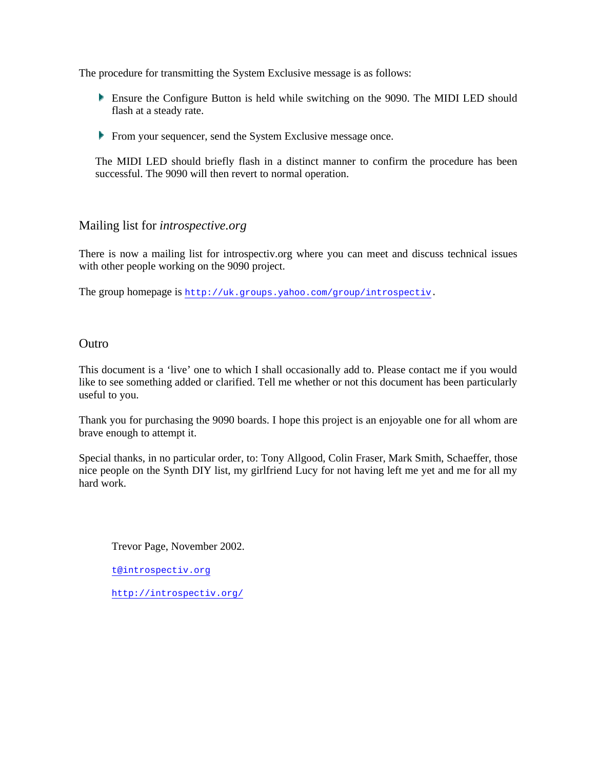The procedure for transmitting the System Exclusive message is as follows:

- Ensure the Configure Button is held while switching on the 9090. The MIDI LED should flash at a steady rate.
- From your sequencer, send the System Exclusive message once.

The MIDI LED should briefly flash in a distinct manner to confirm the procedure has been successful. The 9090 will then revert to normal operation.

## Mailing list for *introspective.org*

There is now a mailing list for introspectiv.org where you can meet and discuss technical issues with other people working on the 9090 project.

The group homepage is `http://uk.groups.yahoo.com/group/introspectiv`.

## Outro

This document is a 'live' one to which I shall occasionally add to. Please contact me if you would like to see something added or clarified. Tell me whether or not this document has been particularly useful to you.

Thank you for purchasing the 9090 boards. I hope this project is an enjoyable one for all whom are brave enough to attempt it.

Special thanks, in no particular order, to: Tony Allgood, Colin Fraser, Mark Smith, Schaeffer, those nice people on the Synth DIY list, my girlfriend Lucy for not having left me yet and me for all my hard work.

Trevor Page, November 2002.

`t@introspectiv.org`

`http://introspectiv.org/`